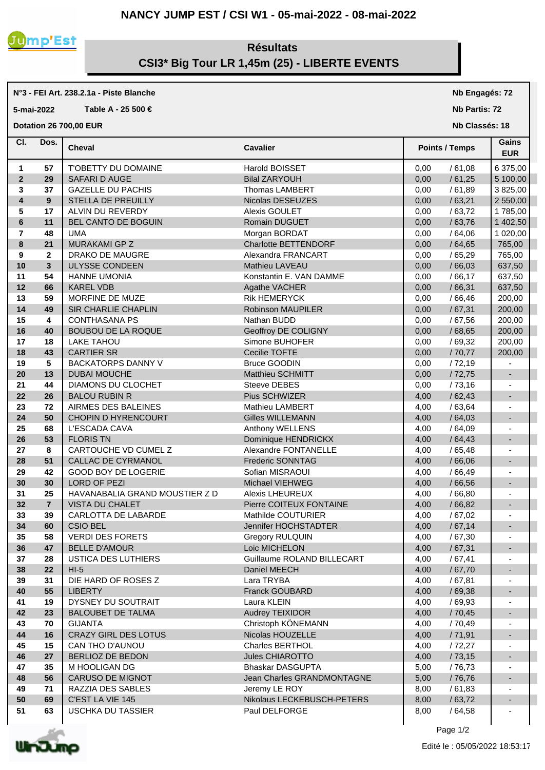# NANCY JUMP EST / CSI W1 - 05-mai-2022 - 08-mai-2022

## Résultats
## CSI3* Big Tour LR 1,45m (25) - LIBERTE EVENTS

**N°3 - FEI Art. 238.2.1a - Piste Blanche**

**5-mai-2022** **Table A - 25 500 €**

**Dotation 26 700,00 EUR**

**Nb Engagés: 72**

**Nb Partis: 72**

**Nb Classés: 18**

| Cl. | Dos. | Cheval | Cavalier | Points / Temps | | Gains EUR |
|---|---|---|---|---|---|---|
| 1 | 57 | T'OBETTY DU DOMAINE | Harold BOISSET | 0,00 | / 61,08 | 6 375,00 |
| 2 | 29 | SAFARI D AUGE | Bilal ZARYOUH | 0,00 | / 61,25 | 5 100,00 |
| 3 | 37 | GAZELLE DU PACHIS | Thomas LAMBERT | 0,00 | / 61,89 | 3 825,00 |
| 4 | 9 | STELLA DE PREUILLY | Nicolas DESEUZES | 0,00 | / 63,21 | 2 550,00 |
| 5 | 17 | ALVIN DU REVERDY | Alexis GOULET | 0,00 | / 63,72 | 1 785,00 |
| 6 | 11 | BEL CANTO DE BOGUIN | Romain DUGUET | 0,00 | / 63,76 | 1 402,50 |
| 7 | 48 | UMA | Morgan BORDAT | 0,00 | / 64,06 | 1 020,00 |
| 8 | 21 | MURAKAMI GP Z | Charlotte BETTENDORF | 0,00 | / 64,65 | 765,00 |
| 9 | 2 | DRAKO DE MAUGRE | Alexandra FRANCART | 0,00 | / 65,29 | 765,00 |
| 10 | 3 | ULYSSE CONDEEN | Mathieu LAVEAU | 0,00 | / 66,03 | 637,50 |
| 11 | 54 | HANNE UMONIA | Konstantin E. VAN DAMME | 0,00 | / 66,17 | 637,50 |
| 12 | 66 | KAREL VDB | Agathe VACHER | 0,00 | / 66,31 | 637,50 |
| 13 | 59 | MORFINE DE MUZE | Rik HEMERYCK | 0,00 | / 66,46 | 200,00 |
| 14 | 49 | SIR CHARLIE CHAPLIN | Robinson MAUPILER | 0,00 | / 67,31 | 200,00 |
| 15 | 4 | CONTHASANA PS | Nathan BUDD | 0,00 | / 67,56 | 200,00 |
| 16 | 40 | BOUBOU DE LA ROQUE | Geoffroy DE COLIGNY | 0,00 | / 68,65 | 200,00 |
| 17 | 18 | LAKE TAHOU | Simone BUHOFER | 0,00 | / 69,32 | 200,00 |
| 18 | 43 | CARTIER SR | Cecilie TOFTE | 0,00 | / 70,77 | 200,00 |
| 19 | 5 | BACKATORPS DANNY V | Bruce GOODIN | 0,00 | / 72,19 | - |
| 20 | 13 | DUBAI MOUCHE | Matthieu SCHMITT | 0,00 | / 72,75 | - |
| 21 | 44 | DIAMONS DU CLOCHET | Steeve DEBES | 0,00 | / 73,16 | - |
| 22 | 26 | BALOU RUBIN R | Pius SCHWIZER | 4,00 | / 62,43 | - |
| 23 | 72 | AIRMES DES BALEINES | Mathieu LAMBERT | 4,00 | / 63,64 | - |
| 24 | 50 | CHOPIN D HYRENCOURT | Gilles WILLEMANN | 4,00 | / 64,03 | - |
| 25 | 68 | L'ESCADA CAVA | Anthony WELLENS | 4,00 | / 64,09 | - |
| 26 | 53 | FLORIS TN | Dominique HENDRICKX | 4,00 | / 64,43 | - |
| 27 | 8 | CARTOUCHE VD CUMEL Z | Alexandre FONTANELLE | 4,00 | / 65,48 | - |
| 28 | 51 | CALLAC DE CYRMANOL | Frederic SONNTAG | 4,00 | / 66,06 | - |
| 29 | 42 | GOOD BOY DE LOGERIE | Sofian MISRAOUI | 4,00 | / 66,49 | - |
| 30 | 30 | LORD OF PEZI | Michael VIEHWEG | 4,00 | / 66,56 | - |
| 31 | 25 | HAVANABALIA GRAND MOUSTIER Z D | Alexis LHEUREUX | 4,00 | / 66,80 | - |
| 32 | 7 | VISTA DU CHALET | Pierre COITEUX FONTAINE | 4,00 | / 66,82 | - |
| 33 | 39 | CARLOTTA DE LABARDE | Mathilde COUTURIER | 4,00 | / 67,02 | - |
| 34 | 60 | CSIO BEL | Jennifer HOCHSTADTER | 4,00 | / 67,14 | - |
| 35 | 58 | VERDI DES FORETS | Gregory RULQUIN | 4,00 | / 67,30 | - |
| 36 | 47 | BELLE D'AMOUR | Loic MICHELON | 4,00 | / 67,31 | - |
| 37 | 28 | USTICA DES LUTHIERS | Guillaume ROLAND BILLECART | 4,00 | / 67,41 | - |
| 38 | 22 | HI-5 | Daniel MEECH | 4,00 | / 67,70 | - |
| 39 | 31 | DIE HARD OF ROSES Z | Lara TRYBA | 4,00 | / 67,81 | - |
| 40 | 55 | LIBERTY | Franck GOUBARD | 4,00 | / 69,38 | - |
| 41 | 19 | DYSNEY DU SOUTRAIT | Laura KLEIN | 4,00 | / 69,93 | - |
| 42 | 23 | BALOUBET DE TALMA | Audrey TEIXIDOR | 4,00 | / 70,45 | - |
| 43 | 70 | GIJANTA | Christoph KÖNEMANN | 4,00 | / 70,49 | - |
| 44 | 16 | CRAZY GIRL DES LOTUS | Nicolas HOUZELLE | 4,00 | / 71,91 | - |
| 45 | 15 | CAN THO D'AUNOU | Charles BERTHOL | 4,00 | / 72,27 | - |
| 46 | 27 | BERLIOZ DE BEDON | Jules CHIAROTTO | 4,00 | / 73,15 | - |
| 47 | 35 | M HOOLIGAN DG | Bhaskar DASGUPTA | 5,00 | / 76,73 | - |
| 48 | 56 | CARUSO DE MIGNOT | Jean Charles GRANDMONTAGNE | 5,00 | / 76,76 | - |
| 49 | 71 | RAZZIA DES SABLES | Jeremy LE ROY | 8,00 | / 61,83 | - |
| 50 | 69 | C'EST LA VIE 145 | Nikolaus LECKEBUSCH-PETERS | 8,00 | / 63,72 | - |
| 51 | 63 | USCHKA DU TASSIER | Paul DELFORGE | 8,00 | / 64,58 | - |

Edité le : 05/05/2022 18:53:17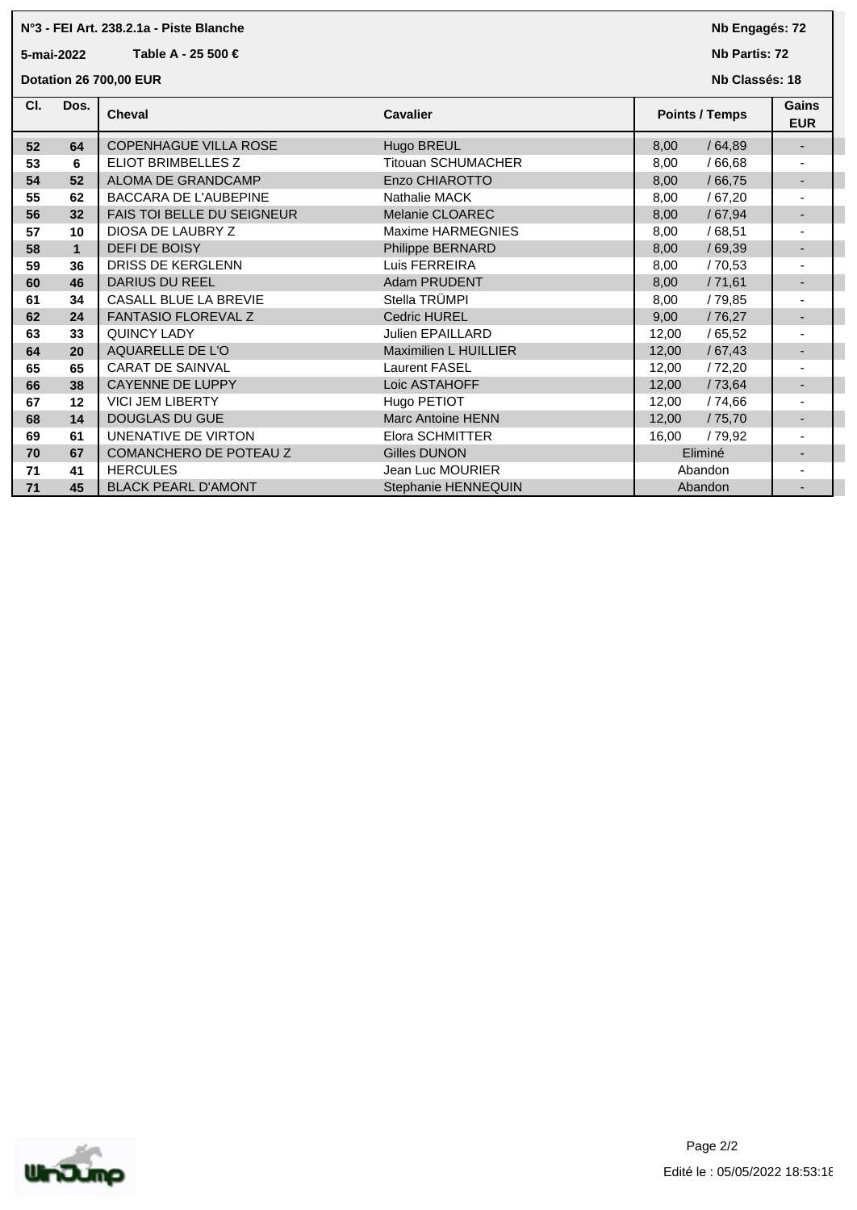**N°3 - FEI Art. 238.2.1a - Piste Blanche** **Nb Engagés: 72**

**5-mai-2022** **Table A - 25 500 €** **Nb Partis: 72**

**Dotation 26 700,00 EUR** **Nb Classés: 18**

| Cl. | Dos. | Cheval | Cavalier | Points / Temps | | Gains EUR |
|---|---|---|---|---|---|---|
| 52 | 64 | COPENHAGUE VILLA ROSE | Hugo BREUL | 8,00 | / 64,89 | - |
| 53 | 6 | ELIOT BRIMBELLES Z | Titouan SCHUMACHER | 8,00 | / 66,68 | - |
| 54 | 52 | ALOMA DE GRANDCAMP | Enzo CHIAROTTO | 8,00 | / 66,75 | - |
| 55 | 62 | BACCARA DE L'AUBEPINE | Nathalie MACK | 8,00 | / 67,20 | - |
| 56 | 32 | FAIS TOI BELLE DU SEIGNEUR | Melanie CLOAREC | 8,00 | / 67,94 | - |
| 57 | 10 | DIOSA DE LAUBRY Z | Maxime HARMEGNIES | 8,00 | / 68,51 | - |
| 58 | 1 | DEFI DE BOISY | Philippe BERNARD | 8,00 | / 69,39 | - |
| 59 | 36 | DRISS DE KERGLENN | Luis FERREIRA | 8,00 | / 70,53 | - |
| 60 | 46 | DARIUS DU REEL | Adam PRUDENT | 8,00 | / 71,61 | - |
| 61 | 34 | CASALL BLUE LA BREVIE | Stella TRÜMPI | 8,00 | / 79,85 | - |
| 62 | 24 | FANTASIO FLOREVAL Z | Cedric HUREL | 9,00 | / 76,27 | - |
| 63 | 33 | QUINCY LADY | Julien EPAILLARD | 12,00 | / 65,52 | - |
| 64 | 20 | AQUARELLE DE L'O | Maximilien L HUILLIER | 12,00 | / 67,43 | - |
| 65 | 65 | CARAT DE SAINVAL | Laurent FASEL | 12,00 | / 72,20 | - |
| 66 | 38 | CAYENNE DE LUPPY | Loic ASTAHOFF | 12,00 | / 73,64 | - |
| 67 | 12 | VICI JEM LIBERTY | Hugo PETIOT | 12,00 | / 74,66 | - |
| 68 | 14 | DOUGLAS DU GUE | Marc Antoine HENN | 12,00 | / 75,70 | - |
| 69 | 61 | UNENATIVE DE VIRTON | Elora SCHMITTER | 16,00 | / 79,92 | - |
| 70 | 67 | COMANCHERO DE POTEAU Z | Gilles DUNON | Eliminé | | - |
| 71 | 41 | HERCULES | Jean Luc MOURIER | Abandon | | - |
| 71 | 45 | BLACK PEARL D'AMONT | Stephanie HENNEQUIN | Abandon | | - |

Edité le : 05/05/2022 18:53:18